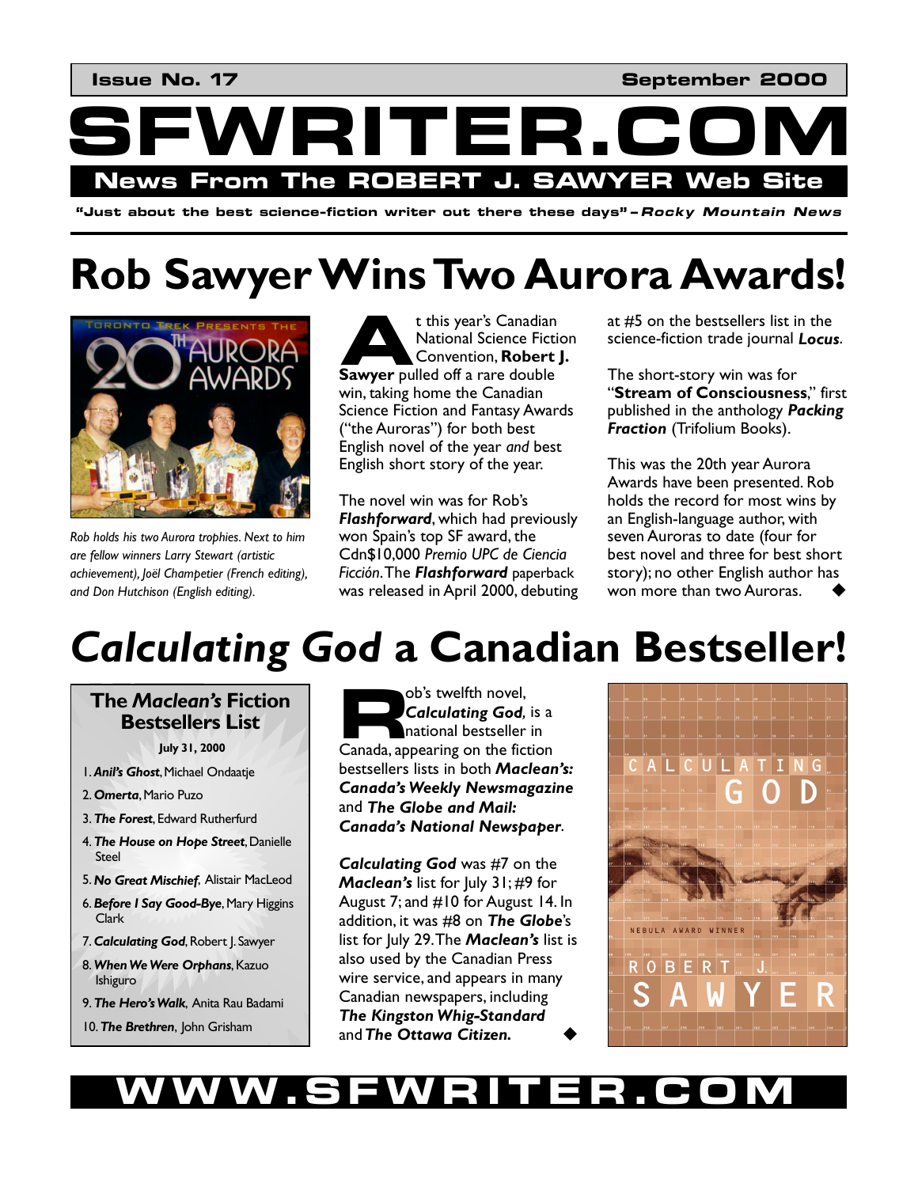Issue No. 17 | September 2000

# SFWRITER.COM

**News From The ROBERT J. SAWYER Web Site**

**"Just about the best science-fiction writer out there these days" – *Rocky Mountain News***

# Rob Sawyer Wins Two Aurora Awards!

*Rob holds his two Aurora trophies. Next to him are fellow winners Larry Stewart (artistic achievement), Joël Champetier (French editing), and Don Hutchison (English editing).*

At this year's Canadian National Science Fiction Convention, **Robert J. Sawyer** pulled off a rare double win, taking home the Canadian Science Fiction and Fantasy Awards ("the Auroras") for both best English novel of the year *and* best English short story of the year.

The novel win was for Rob's ***Flashforward***, which had previously won Spain's top SF award, the Cdn$10,000 *Premio UPC de Ciencia Ficción*. The ***Flashforward*** paperback was released in April 2000, debuting at #5 on the bestsellers list in the science-fiction trade journal ***Locus***.

The short-story win was for "**Stream of Consciousness**," first published in the anthology ***Packing Fraction*** (Trifolium Books).

This was the 20th year Aurora Awards have been presented. Rob holds the record for most wins by an English-language author, with seven Auroras to date (four for best novel and three for best short story); no other English author has won more than two Auroras. ◆

# *Calculating God* a Canadian Bestseller!

**The *Maclean's* Fiction Bestsellers List**

**July 31, 2000**

1. ***Anil's Ghost***, Michael Ondaatje
2. ***Omerta***, Mario Puzo
3. ***The Forest***, Edward Rutherfurd
4. ***The House on Hope Street***, Danielle Steel
5. ***No Great Mischief***, Alistair MacLeod
6. ***Before I Say Good-Bye***, Mary Higgins Clark
7. ***Calculating God***, Robert J. Sawyer
8. ***When We Were Orphans***, Kazuo Ishiguro
9. ***The Hero's Walk***, Anita Rau Badami
10. ***The Brethren***, John Grisham

Rob's twelfth novel, ***Calculating God,*** is a national bestseller in Canada, appearing on the fiction bestsellers lists in both ***Maclean's: Canada's Weekly Newsmagazine*** and ***The Globe and Mail: Canada's National Newspaper***.

***Calculating God*** was #7 on the ***Maclean's*** list for July 31; #9 for August 7; and #10 for August 14. In addition, it was #8 on ***The Globe***'s list for July 29. The ***Maclean's*** list is also used by the Canadian Press wire service, and appears in many Canadian newspapers, including ***The Kingston Whig-Standard*** and ***The Ottawa Citizen.*** ◆

**WWW.SFWRITER.COM**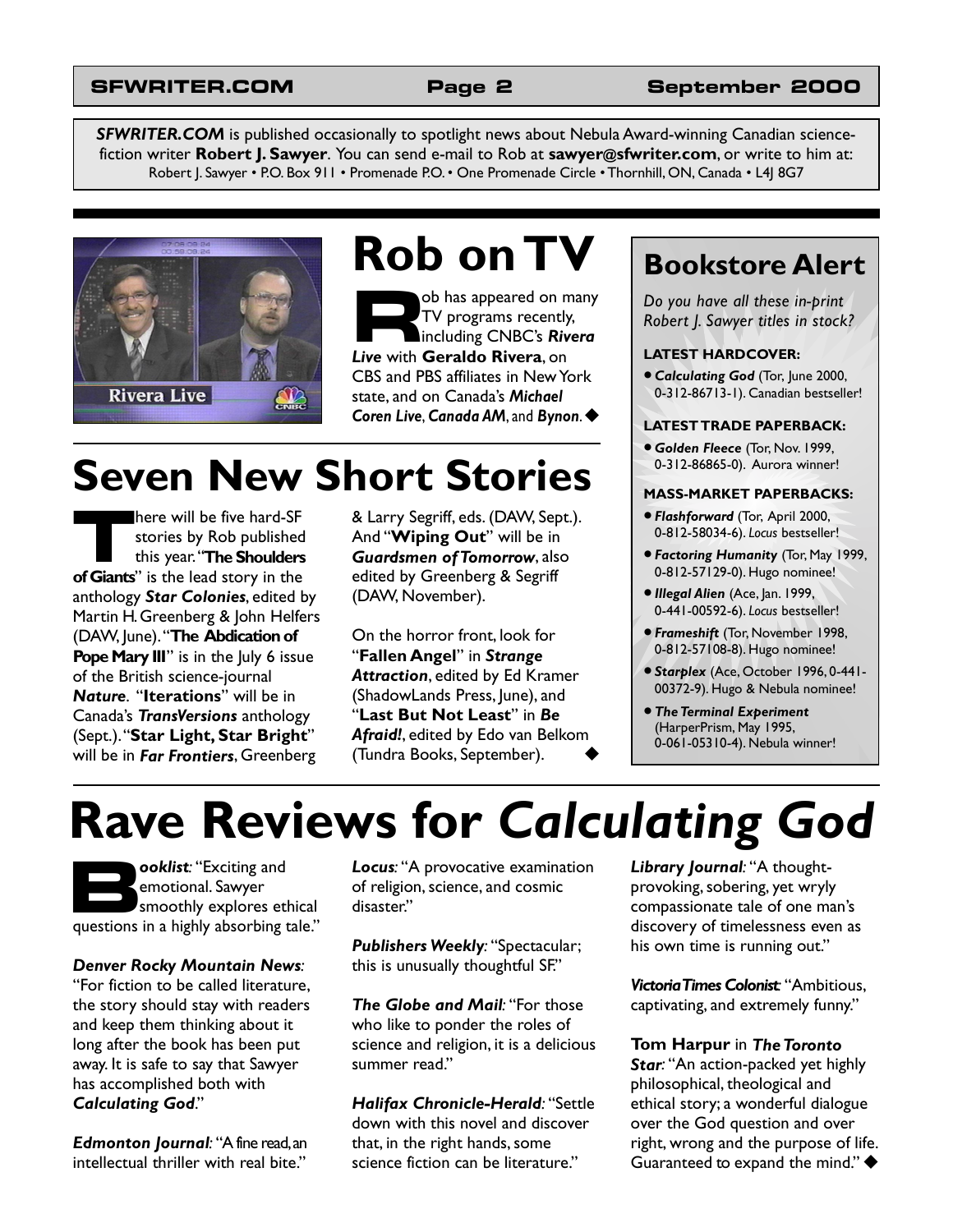*SFWRITER.COM* is published occasionally to spotlight news about Nebula Award-winning Canadian science-fiction writer **Robert J. Sawyer**. You can send e-mail to Rob at **sawyer@sfwriter.com**, or write to him at: Robert J. Sawyer • P.O. Box 911 • Promenade P.O. • One Promenade Circle • Thornhill, ON, Canada • L4J 8G7

# Rob on TV

Rob has appeared on many TV programs recently, including CNBC's ***Rivera Live*** with **Geraldo Rivera**, on CBS and PBS affiliates in New York state, and on Canada's ***Michael Coren Live***, ***Canada AM***, and ***Bynon***. ◆

# Seven New Short Stories

There will be five hard-SF stories by Rob published this year. "**The Shoulders of Giants**" is the lead story in the anthology ***Star Colonies***, edited by Martin H. Greenberg & John Helfers (DAW, June). "**The Abdication of Pope Mary III**" is in the July 6 issue of the British science-journal ***Nature***. "**Iterations**" will be in Canada's ***TransVersions*** anthology (Sept.). "**Star Light, Star Bright**" will be in ***Far Frontiers***, Greenberg & Larry Segriff, eds. (DAW, Sept.). And "**Wiping Out**" will be in ***Guardsmen of Tomorrow***, also edited by Greenberg & Segriff (DAW, November).

On the horror front, look for "**Fallen Angel**" in ***Strange Attraction***, edited by Ed Kramer (ShadowLands Press, June), and "**Last But Not Least**" in ***Be Afraid!***, edited by Edo van Belkom (Tundra Books, September). ◆

## Bookstore Alert

*Do you have all these in-print Robert J. Sawyer titles in stock?*

**LATEST HARDCOVER:**

- ***Calculating God*** (Tor, June 2000, 0-312-86713-1). Canadian bestseller!

**LATEST TRADE PAPERBACK:**

- ***Golden Fleece*** (Tor, Nov. 1999, 0-312-86865-0). Aurora winner!

**MASS-MARKET PAPERBACKS:**

- ***Flashforward*** (Tor, April 2000, 0-812-58034-6). *Locus* bestseller!
- ***Factoring Humanity*** (Tor, May 1999, 0-812-57129-0). Hugo nominee!
- ***Illegal Alien*** (Ace, Jan. 1999, 0-441-00592-6). *Locus* bestseller!
- ***Frameshift*** (Tor, November 1998, 0-812-57108-8). Hugo nominee!
- ***Starplex*** (Ace, October 1996, 0-441-00372-9). Hugo & Nebula nominee!
- ***The Terminal Experiment*** (HarperPrism, May 1995, 0-061-05310-4). Nebula winner!

# Rave Reviews for *Calculating God*

***Booklist***: "Exciting and emotional. Sawyer smoothly explores ethical questions in a highly absorbing tale."

***Denver Rocky Mountain News***: "For fiction to be called literature, the story should stay with readers and keep them thinking about it long after the book has been put away. It is safe to say that Sawyer has accomplished both with ***Calculating God***."

***Edmonton Journal***: "A fine read, an intellectual thriller with real bite."

***Locus***: "A provocative examination of religion, science, and cosmic disaster."

***Publishers Weekly***: "Spectacular; this is unusually thoughtful SF."

***The Globe and Mail***: "For those who like to ponder the roles of science and religion, it is a delicious summer read."

***Halifax Chronicle-Herald***: "Settle down with this novel and discover that, in the right hands, some science fiction can be literature."

***Library Journal***: "A thought-provoking, sobering, yet wryly compassionate tale of one man's discovery of timelessness even as his own time is running out."

***Victoria Times Colonist***: "Ambitious, captivating, and extremely funny."

**Tom Harpur** in ***The Toronto Star***: "An action-packed yet highly philosophical, theological and ethical story; a wonderful dialogue over the God question and over right, wrong and the purpose of life. Guaranteed to expand the mind." ◆